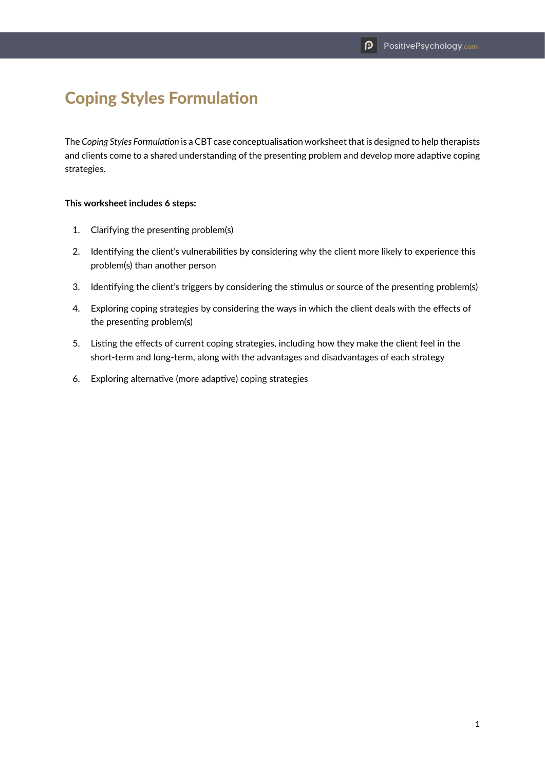# Coping Styles Formulation

The *Coping Styles Formulation* is a CBT case conceptualisation worksheet that is designed to help therapists and clients come to a shared understanding of the presenting problem and develop more adaptive coping strategies.

**This worksheet includes 6 steps:**

1. Clarifying the presenting problem(s)
2. Identifying the client's vulnerabilities by considering why the client more likely to experience this problem(s) than another person
3. Identifying the client's triggers by considering the stimulus or source of the presenting problem(s)
4. Exploring coping strategies by considering the ways in which the client deals with the effects of the presenting problem(s)
5. Listing the effects of current coping strategies, including how they make the client feel in the short-term and long-term, along with the advantages and disadvantages of each strategy
6. Exploring alternative (more adaptive) coping strategies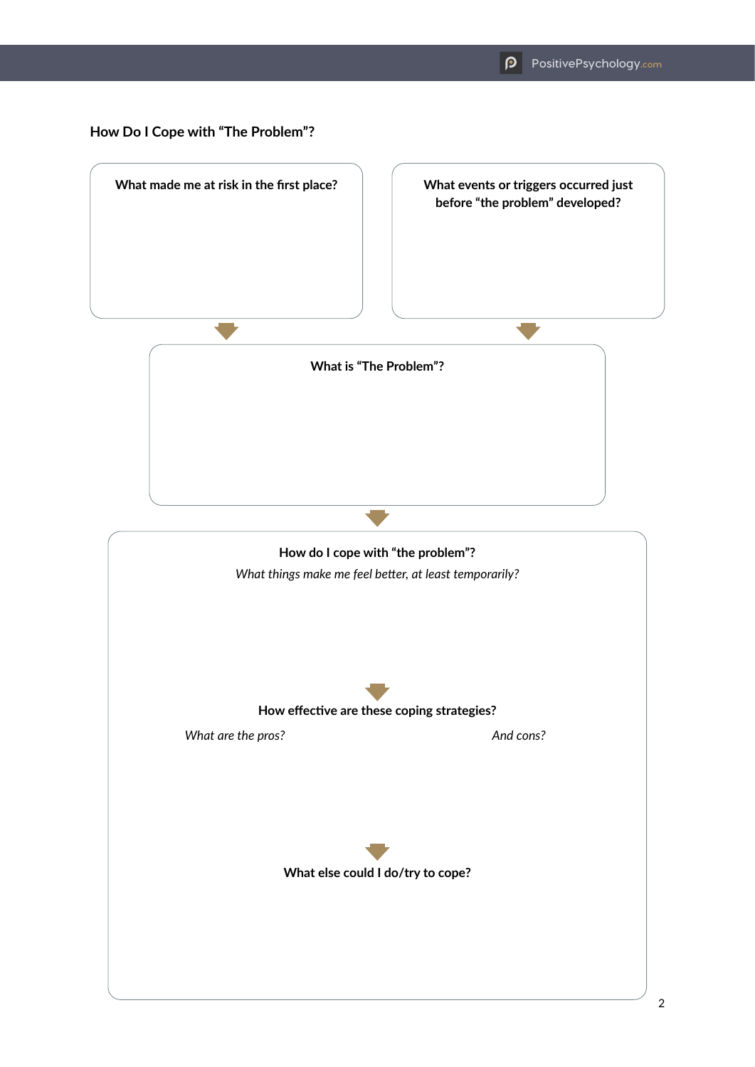## How Do I Cope with "The Problem"?

**What made me at risk in the first place?**

**What events or triggers occurred just before "the problem" developed?**

**What is "The Problem"?**

**How do I cope with "the problem"?**

*What things make me feel better, at least temporarily?*

**How effective are these coping strategies?**

*What are the pros?*

*And cons?*

**What else could I do/try to cope?**